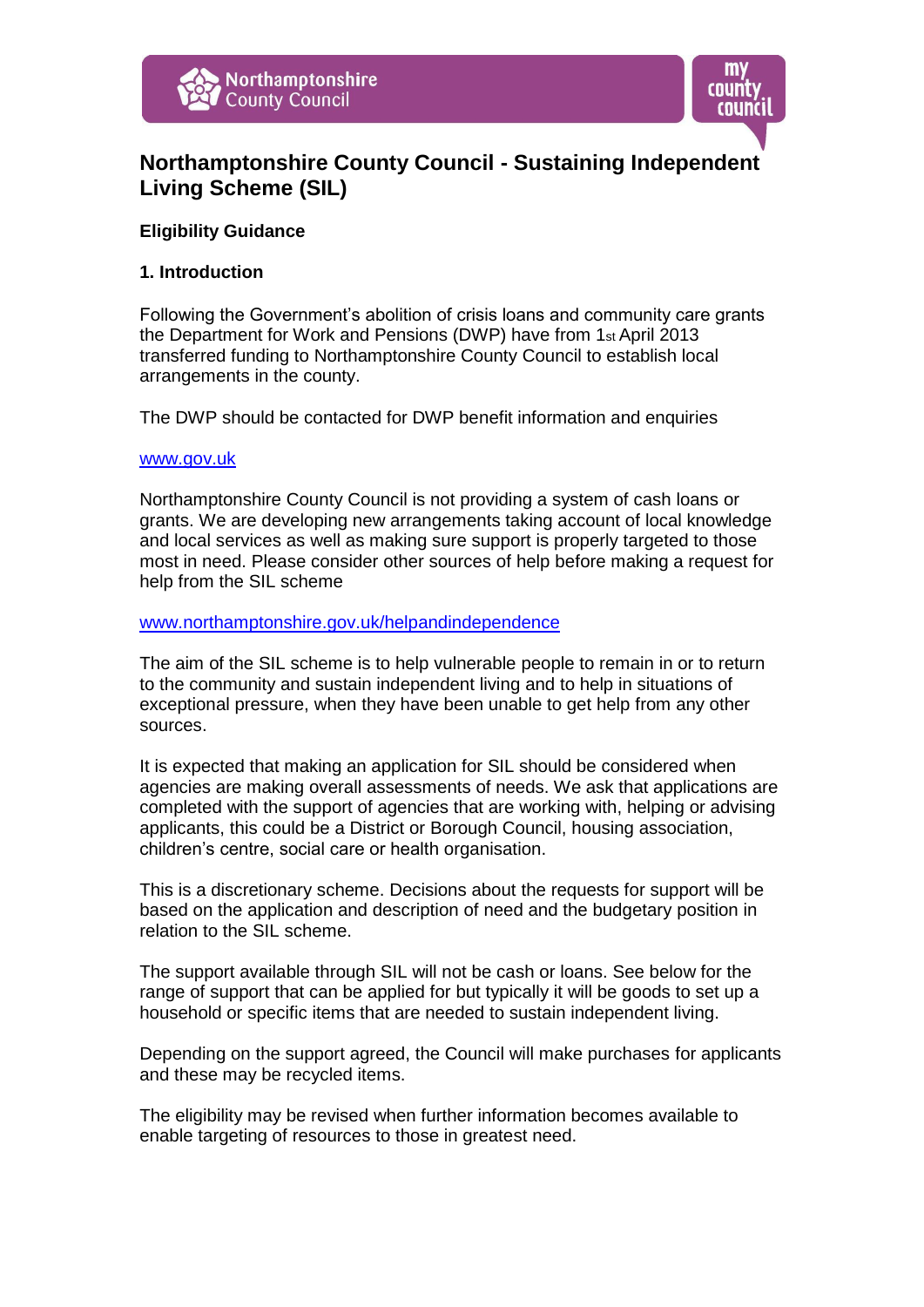# Northamptonshire County Council - Sustaining Independent Living Scheme (SIL)

**Eligibility Guidance**

## 1. Introduction

Following the Government's abolition of crisis loans and community care grants the Department for Work and Pensions (DWP) have from 1st April 2013 transferred funding to Northamptonshire County Council to establish local arrangements in the county.

The DWP should be contacted for DWP benefit information and enquiries

www.gov.uk

Northamptonshire County Council is not providing a system of cash loans or grants. We are developing new arrangements taking account of local knowledge and local services as well as making sure support is properly targeted to those most in need. Please consider other sources of help before making a request for help from the SIL scheme

www.northamptonshire.gov.uk/helpandindependence

The aim of the SIL scheme is to help vulnerable people to remain in or to return to the community and sustain independent living and to help in situations of exceptional pressure, when they have been unable to get help from any other sources.

It is expected that making an application for SIL should be considered when agencies are making overall assessments of needs. We ask that applications are completed with the support of agencies that are working with, helping or advising applicants, this could be a District or Borough Council, housing association, children's centre, social care or health organisation.

This is a discretionary scheme. Decisions about the requests for support will be based on the application and description of need and the budgetary position in relation to the SIL scheme.

The support available through SIL will not be cash or loans. See below for the range of support that can be applied for but typically it will be goods to set up a household or specific items that are needed to sustain independent living.

Depending on the support agreed, the Council will make purchases for applicants and these may be recycled items.

The eligibility may be revised when further information becomes available to enable targeting of resources to those in greatest need.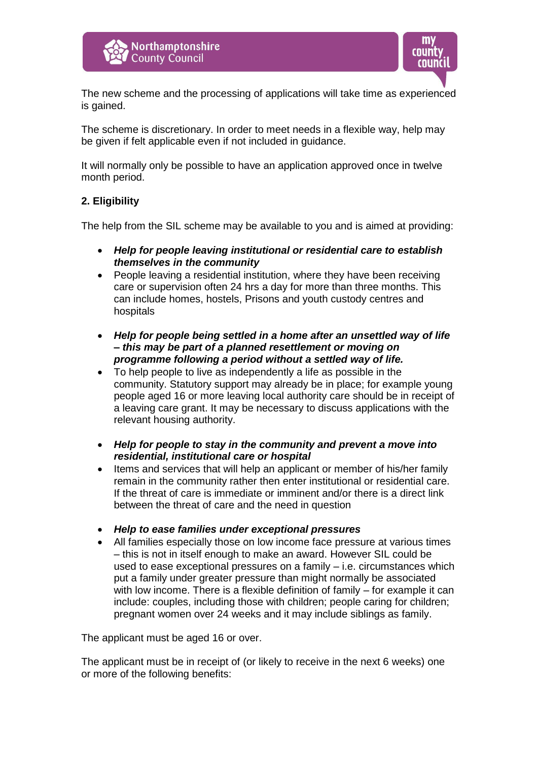The new scheme and the processing of applications will take time as experienced is gained.

The scheme is discretionary. In order to meet needs in a flexible way, help may be given if felt applicable even if not included in guidance.

It will normally only be possible to have an application approved once in twelve month period.

**2. Eligibility**

The help from the SIL scheme may be available to you and is aimed at providing:

- ***Help for people leaving institutional or residential care to establish themselves in the community***
- People leaving a residential institution, where they have been receiving care or supervision often 24 hrs a day for more than three months. This can include homes, hostels, Prisons and youth custody centres and hospitals

- ***Help for people being settled in a home after an unsettled way of life – this may be part of a planned resettlement or moving on programme following a period without a settled way of life.***
- To help people to live as independently a life as possible in the community. Statutory support may already be in place; for example young people aged 16 or more leaving local authority care should be in receipt of a leaving care grant. It may be necessary to discuss applications with the relevant housing authority.

- ***Help for people to stay in the community and prevent a move into residential, institutional care or hospital***
- Items and services that will help an applicant or member of his/her family remain in the community rather then enter institutional or residential care. If the threat of care is immediate or imminent and/or there is a direct link between the threat of care and the need in question

- ***Help to ease families under exceptional pressures***
- All families especially those on low income face pressure at various times – this is not in itself enough to make an award. However SIL could be used to ease exceptional pressures on a family – i.e. circumstances which put a family under greater pressure than might normally be associated with low income. There is a flexible definition of family – for example it can include: couples, including those with children; people caring for children; pregnant women over 24 weeks and it may include siblings as family.

The applicant must be aged 16 or over.

The applicant must be in receipt of (or likely to receive in the next 6 weeks) one or more of the following benefits: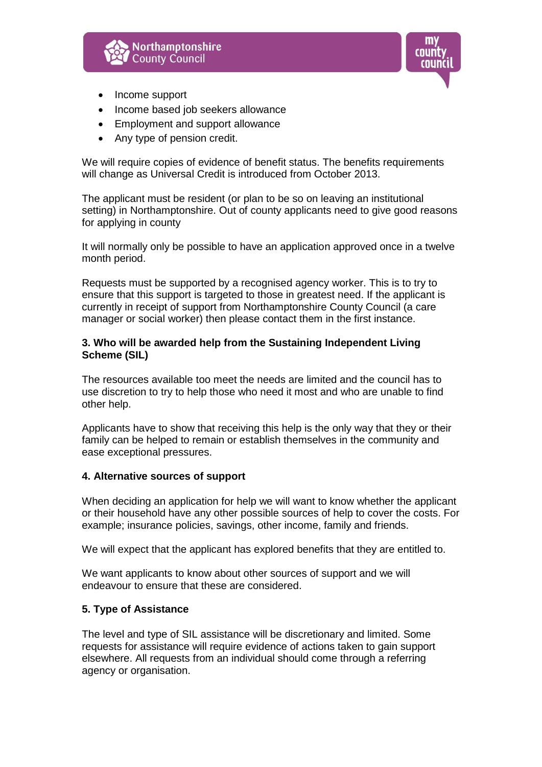- Income support
- Income based job seekers allowance
- Employment and support allowance
- Any type of pension credit.

We will require copies of evidence of benefit status. The benefits requirements will change as Universal Credit is introduced from October 2013.

The applicant must be resident (or plan to be so on leaving an institutional setting) in Northamptonshire. Out of county applicants need to give good reasons for applying in county

It will normally only be possible to have an application approved once in a twelve month period.

Requests must be supported by a recognised agency worker. This is to try to ensure that this support is targeted to those in greatest need. If the applicant is currently in receipt of support from Northamptonshire County Council (a care manager or social worker) then please contact them in the first instance.

**3. Who will be awarded help from the Sustaining Independent Living Scheme (SIL)**

The resources available too meet the needs are limited and the council has to use discretion to try to help those who need it most and who are unable to find other help.

Applicants have to show that receiving this help is the only way that they or their family can be helped to remain or establish themselves in the community and ease exceptional pressures.

**4. Alternative sources of support**

When deciding an application for help we will want to know whether the applicant or their household have any other possible sources of help to cover the costs. For example; insurance policies, savings, other income, family and friends.

We will expect that the applicant has explored benefits that they are entitled to.

We want applicants to know about other sources of support and we will endeavour to ensure that these are considered.

**5. Type of Assistance**

The level and type of SIL assistance will be discretionary and limited. Some requests for assistance will require evidence of actions taken to gain support elsewhere. All requests from an individual should come through a referring agency or organisation.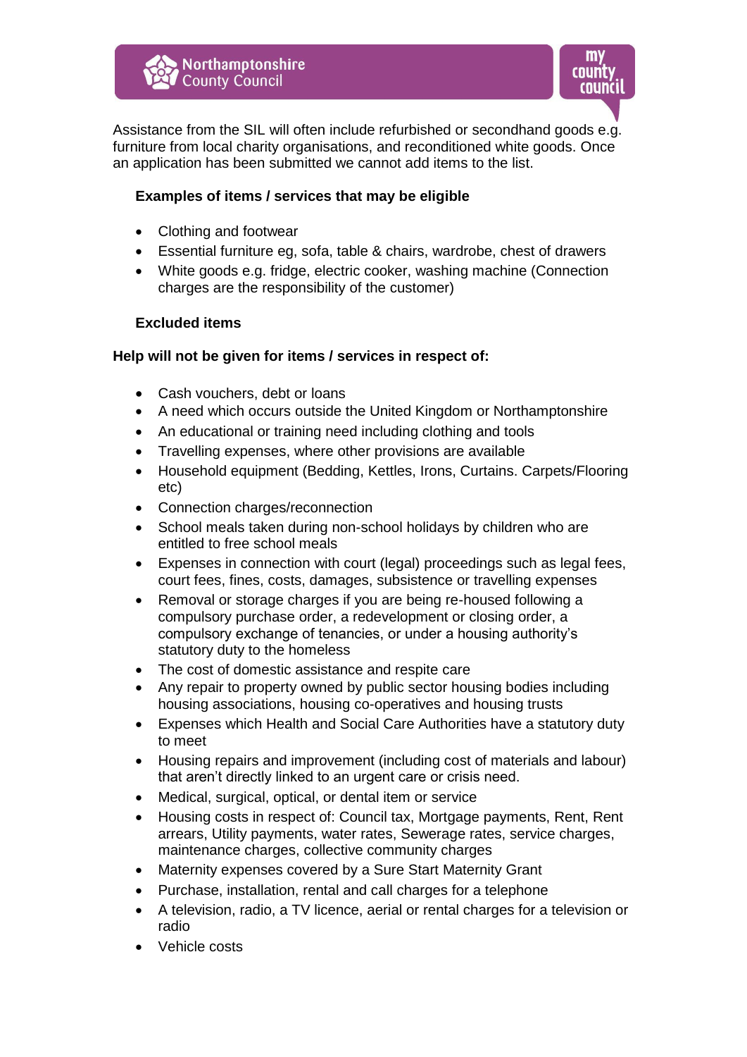Assistance from the SIL will often include refurbished or secondhand goods e.g. furniture from local charity organisations, and reconditioned white goods. Once an application has been submitted we cannot add items to the list.

**Examples of items / services that may be eligible**

- Clothing and footwear
- Essential furniture eg, sofa, table & chairs, wardrobe, chest of drawers
- White goods e.g. fridge, electric cooker, washing machine (Connection charges are the responsibility of the customer)

**Excluded items**

**Help will not be given for items / services in respect of:**

- Cash vouchers, debt or loans
- A need which occurs outside the United Kingdom or Northamptonshire
- An educational or training need including clothing and tools
- Travelling expenses, where other provisions are available
- Household equipment (Bedding, Kettles, Irons, Curtains. Carpets/Flooring etc)
- Connection charges/reconnection
- School meals taken during non-school holidays by children who are entitled to free school meals
- Expenses in connection with court (legal) proceedings such as legal fees, court fees, fines, costs, damages, subsistence or travelling expenses
- Removal or storage charges if you are being re-housed following a compulsory purchase order, a redevelopment or closing order, a compulsory exchange of tenancies, or under a housing authority's statutory duty to the homeless
- The cost of domestic assistance and respite care
- Any repair to property owned by public sector housing bodies including housing associations, housing co-operatives and housing trusts
- Expenses which Health and Social Care Authorities have a statutory duty to meet
- Housing repairs and improvement (including cost of materials and labour) that aren't directly linked to an urgent care or crisis need.
- Medical, surgical, optical, or dental item or service
- Housing costs in respect of: Council tax, Mortgage payments, Rent, Rent arrears, Utility payments, water rates, Sewerage rates, service charges, maintenance charges, collective community charges
- Maternity expenses covered by a Sure Start Maternity Grant
- Purchase, installation, rental and call charges for a telephone
- A television, radio, a TV licence, aerial or rental charges for a television or radio
- Vehicle costs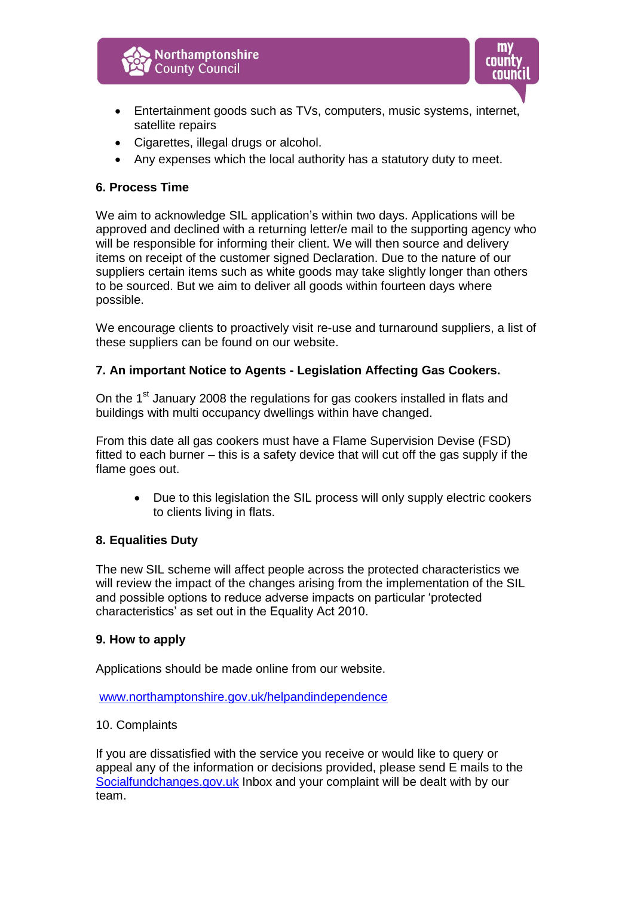- Entertainment goods such as TVs, computers, music systems, internet, satellite repairs
- Cigarettes, illegal drugs or alcohol.
- Any expenses which the local authority has a statutory duty to meet.

**6. Process Time**

We aim to acknowledge SIL application's within two days. Applications will be approved and declined with a returning letter/e mail to the supporting agency who will be responsible for informing their client. We will then source and delivery items on receipt of the customer signed Declaration. Due to the nature of our suppliers certain items such as white goods may take slightly longer than others to be sourced. But we aim to deliver all goods within fourteen days where possible.

We encourage clients to proactively visit re-use and turnaround suppliers, a list of these suppliers can be found on our website.

**7. An important Notice to Agents - Legislation Affecting Gas Cookers.**

On the 1st January 2008 the regulations for gas cookers installed in flats and buildings with multi occupancy dwellings within have changed.

From this date all gas cookers must have a Flame Supervision Devise (FSD) fitted to each burner – this is a safety device that will cut off the gas supply if the flame goes out.

- Due to this legislation the SIL process will only supply electric cookers to clients living in flats.

**8. Equalities Duty**

The new SIL scheme will affect people across the protected characteristics we will review the impact of the changes arising from the implementation of the SIL and possible options to reduce adverse impacts on particular 'protected characteristics' as set out in the Equality Act 2010.

**9. How to apply**

Applications should be made online from our website.

www.northamptonshire.gov.uk/helpandindependence

10. Complaints

If you are dissatisfied with the service you receive or would like to query or appeal any of the information or decisions provided, please send E mails to the Socialfundchanges.gov.uk Inbox and your complaint will be dealt with by our team.